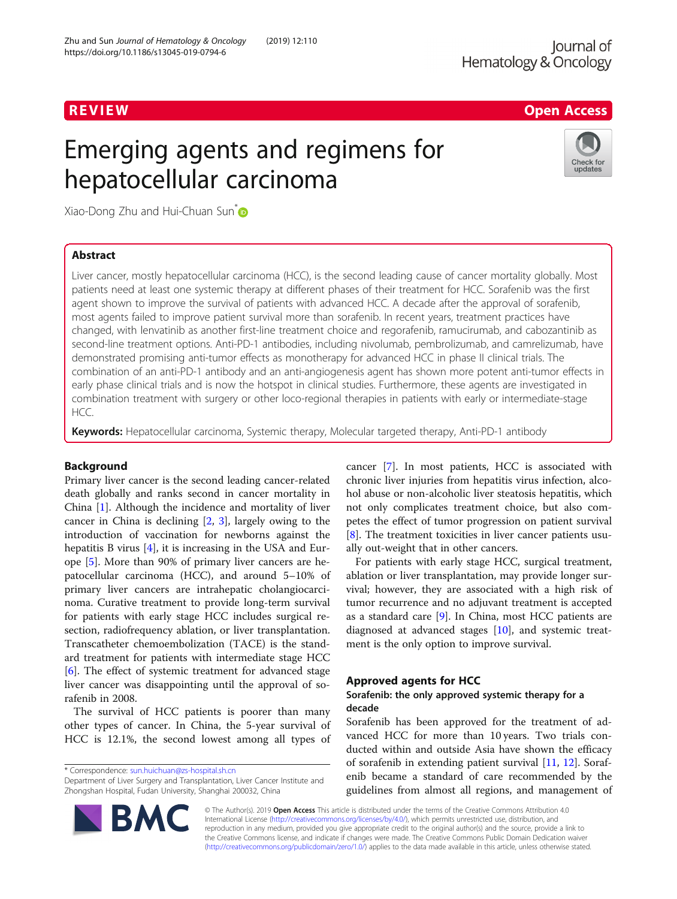REVIEW

Open Access

# Emerging agents and regimens for hepatocellular carcinoma

Xiao-Dong Zhu and Hui-Chuan Sun*

## Abstract

Liver cancer, mostly hepatocellular carcinoma (HCC), is the second leading cause of cancer mortality globally. Most patients need at least one systemic therapy at different phases of their treatment for HCC. Sorafenib was the first agent shown to improve the survival of patients with advanced HCC. A decade after the approval of sorafenib, most agents failed to improve patient survival more than sorafenib. In recent years, treatment practices have changed, with lenvatinib as another first-line treatment choice and regorafenib, ramucirumab, and cabozantinib as second-line treatment options. Anti-PD-1 antibodies, including nivolumab, pembrolizumab, and camrelizumab, have demonstrated promising anti-tumor effects as monotherapy for advanced HCC in phase II clinical trials. The combination of an anti-PD-1 antibody and an anti-angiogenesis agent has shown more potent anti-tumor effects in early phase clinical trials and is now the hotspot in clinical studies. Furthermore, these agents are investigated in combination treatment with surgery or other loco-regional therapies in patients with early or intermediate-stage HCC.

**Keywords:** Hepatocellular carcinoma, Systemic therapy, Molecular targeted therapy, Anti-PD-1 antibody

## Background

Primary liver cancer is the second leading cancer-related death globally and ranks second in cancer mortality in China [1]. Although the incidence and mortality of liver cancer in China is declining [2, 3], largely owing to the introduction of vaccination for newborns against the hepatitis B virus [4], it is increasing in the USA and Europe [5]. More than 90% of primary liver cancers are hepatocellular carcinoma (HCC), and around 5–10% of primary liver cancers are intrahepatic cholangiocarcinoma. Curative treatment to provide long-term survival for patients with early stage HCC includes surgical resection, radiofrequency ablation, or liver transplantation. Transcatheter chemoembolization (TACE) is the standard treatment for patients with intermediate stage HCC [6]. The effect of systemic treatment for advanced stage liver cancer was disappointing until the approval of sorafenib in 2008.

The survival of HCC patients is poorer than many other types of cancer. In China, the 5-year survival of HCC is 12.1%, the second lowest among all types of cancer [7]. In most patients, HCC is associated with chronic liver injuries from hepatitis virus infection, alcohol abuse or non-alcoholic liver steatosis hepatitis, which not only complicates treatment choice, but also competes the effect of tumor progression on patient survival [8]. The treatment toxicities in liver cancer patients usually out-weight that in other cancers.

For patients with early stage HCC, surgical treatment, ablation or liver transplantation, may provide longer survival; however, they are associated with a high risk of tumor recurrence and no adjuvant treatment is accepted as a standard care [9]. In China, most HCC patients are diagnosed at advanced stages [10], and systemic treatment is the only option to improve survival.

## Approved agents for HCC

### Sorafenib: the only approved systemic therapy for a decade

Sorafenib has been approved for the treatment of advanced HCC for more than 10 years. Two trials conducted within and outside Asia have shown the efficacy of sorafenib in extending patient survival [11, 12]. Sorafenib became a standard of care recommended by the guidelines from almost all regions, and management of

* Correspondence: sun.huichuan@zs-hospital.sh.cn
Department of Liver Surgery and Transplantation, Liver Cancer Institute and Zhongshan Hospital, Fudan University, Shanghai 200032, China

© The Author(s). 2019 **Open Access** This article is distributed under the terms of the Creative Commons Attribution 4.0 International License (http://creativecommons.org/licenses/by/4.0/), which permits unrestricted use, distribution, and reproduction in any medium, provided you give appropriate credit to the original author(s) and the source, provide a link to the Creative Commons license, and indicate if changes were made. The Creative Commons Public Domain Dedication waiver (http://creativecommons.org/publicdomain/zero/1.0/) applies to the data made available in this article, unless otherwise stated.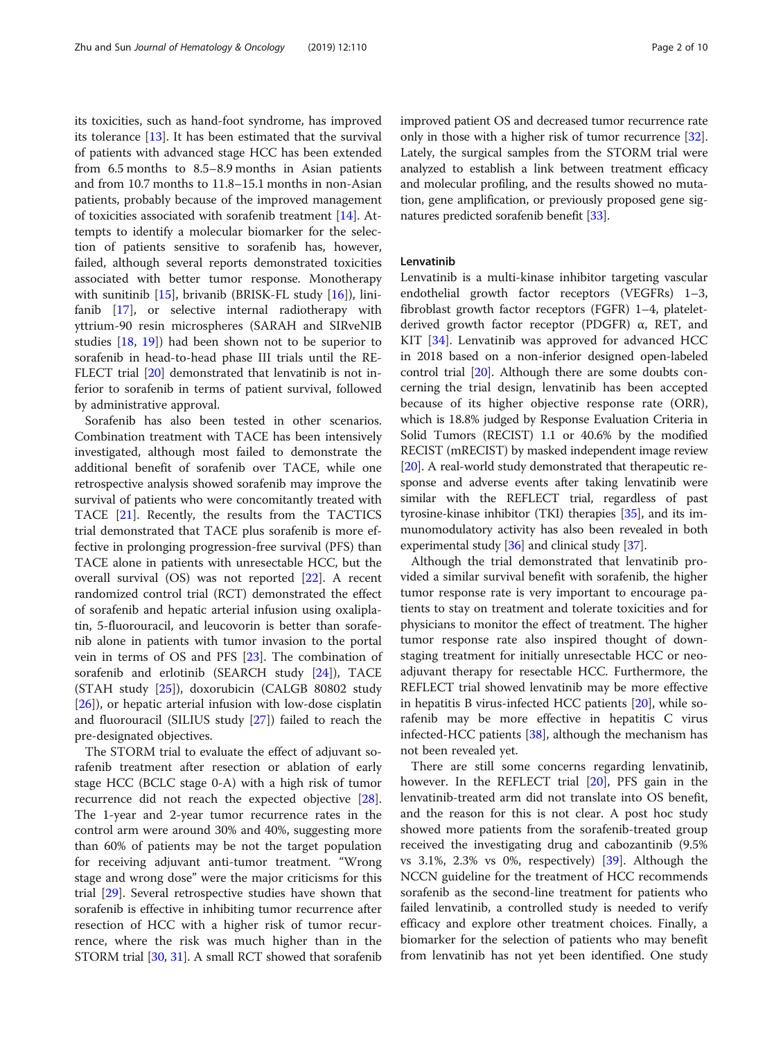its toxicities, such as hand-foot syndrome, has improved its tolerance [13]. It has been estimated that the survival of patients with advanced stage HCC has been extended from 6.5 months to 8.5–8.9 months in Asian patients and from 10.7 months to 11.8–15.1 months in non-Asian patients, probably because of the improved management of toxicities associated with sorafenib treatment [14]. Attempts to identify a molecular biomarker for the selection of patients sensitive to sorafenib has, however, failed, although several reports demonstrated toxicities associated with better tumor response. Monotherapy with sunitinib [15], brivanib (BRISK-FL study [16]), linifanib [17], or selective internal radiotherapy with yttrium-90 resin microspheres (SARAH and SIRveNIB studies [18, 19]) had been shown not to be superior to sorafenib in head-to-head phase III trials until the REFLECT trial [20] demonstrated that lenvatinib is not inferior to sorafenib in terms of patient survival, followed by administrative approval.

Sorafenib has also been tested in other scenarios. Combination treatment with TACE has been intensively investigated, although most failed to demonstrate the additional benefit of sorafenib over TACE, while one retrospective analysis showed sorafenib may improve the survival of patients who were concomitantly treated with TACE [21]. Recently, the results from the TACTICS trial demonstrated that TACE plus sorafenib is more effective in prolonging progression-free survival (PFS) than TACE alone in patients with unresectable HCC, but the overall survival (OS) was not reported [22]. A recent randomized control trial (RCT) demonstrated the effect of sorafenib and hepatic arterial infusion using oxaliplatin, 5-fluorouracil, and leucovorin is better than sorafenib alone in patients with tumor invasion to the portal vein in terms of OS and PFS [23]. The combination of sorafenib and erlotinib (SEARCH study [24]), TACE (STAH study [25]), doxorubicin (CALGB 80802 study [26]), or hepatic arterial infusion with low-dose cisplatin and fluorouracil (SILIUS study [27]) failed to reach the pre-designated objectives.

The STORM trial to evaluate the effect of adjuvant sorafenib treatment after resection or ablation of early stage HCC (BCLC stage 0-A) with a high risk of tumor recurrence did not reach the expected objective [28]. The 1-year and 2-year tumor recurrence rates in the control arm were around 30% and 40%, suggesting more than 60% of patients may be not the target population for receiving adjuvant anti-tumor treatment. "Wrong stage and wrong dose" were the major criticisms for this trial [29]. Several retrospective studies have shown that sorafenib is effective in inhibiting tumor recurrence after resection of HCC with a higher risk of tumor recurrence, where the risk was much higher than in the STORM trial [30, 31]. A small RCT showed that sorafenib improved patient OS and decreased tumor recurrence rate only in those with a higher risk of tumor recurrence [32]. Lately, the surgical samples from the STORM trial were analyzed to establish a link between treatment efficacy and molecular profiling, and the results showed no mutation, gene amplification, or previously proposed gene signatures predicted sorafenib benefit [33].

#### Lenvatinib

Lenvatinib is a multi-kinase inhibitor targeting vascular endothelial growth factor receptors (VEGFRs) 1–3, fibroblast growth factor receptors (FGFR) 1–4, platelet-derived growth factor receptor (PDGFR) α, RET, and KIT [34]. Lenvatinib was approved for advanced HCC in 2018 based on a non-inferior designed open-labeled control trial [20]. Although there are some doubts concerning the trial design, lenvatinib has been accepted because of its higher objective response rate (ORR), which is 18.8% judged by Response Evaluation Criteria in Solid Tumors (RECIST) 1.1 or 40.6% by the modified RECIST (mRECIST) by masked independent image review [20]. A real-world study demonstrated that therapeutic response and adverse events after taking lenvatinib were similar with the REFLECT trial, regardless of past tyrosine-kinase inhibitor (TKI) therapies [35], and its immunomodulatory activity has also been revealed in both experimental study [36] and clinical study [37].

Although the trial demonstrated that lenvatinib provided a similar survival benefit with sorafenib, the higher tumor response rate is very important to encourage patients to stay on treatment and tolerate toxicities and for physicians to monitor the effect of treatment. The higher tumor response rate also inspired thought of downstaging treatment for initially unresectable HCC or neoadjuvant therapy for resectable HCC. Furthermore, the REFLECT trial showed lenvatinib may be more effective in hepatitis B virus-infected HCC patients [20], while sorafenib may be more effective in hepatitis C virus infected-HCC patients [38], although the mechanism has not been revealed yet.

There are still some concerns regarding lenvatinib, however. In the REFLECT trial [20], PFS gain in the lenvatinib-treated arm did not translate into OS benefit, and the reason for this is not clear. A post hoc study showed more patients from the sorafenib-treated group received the investigating drug and cabozantinib (9.5% vs 3.1%, 2.3% vs 0%, respectively) [39]. Although the NCCN guideline for the treatment of HCC recommends sorafenib as the second-line treatment for patients who failed lenvatinib, a controlled study is needed to verify efficacy and explore other treatment choices. Finally, a biomarker for the selection of patients who may benefit from lenvatinib has not yet been identified. One study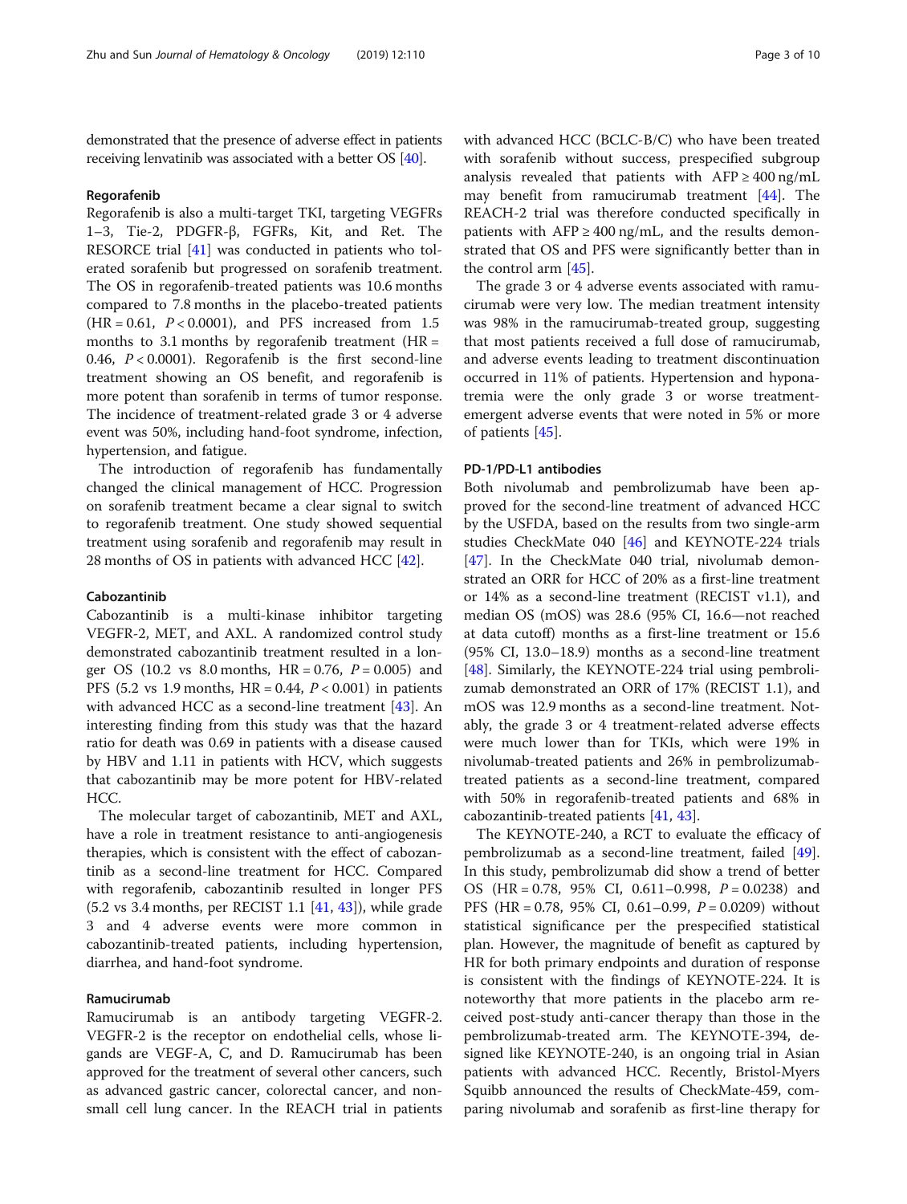demonstrated that the presence of adverse effect in patients receiving lenvatinib was associated with a better OS [40].

### Regorafenib

Regorafenib is also a multi-target TKI, targeting VEGFRs 1–3, Tie-2, PDGFR-β, FGFRs, Kit, and Ret. The RESORCE trial [41] was conducted in patients who tolerated sorafenib but progressed on sorafenib treatment. The OS in regorafenib-treated patients was 10.6 months compared to 7.8 months in the placebo-treated patients (HR = 0.61, $P < 0.0001$), and PFS increased from 1.5 months to 3.1 months by regorafenib treatment (HR = 0.46, $P < 0.0001$). Regorafenib is the first second-line treatment showing an OS benefit, and regorafenib is more potent than sorafenib in terms of tumor response. The incidence of treatment-related grade 3 or 4 adverse event was 50%, including hand-foot syndrome, infection, hypertension, and fatigue.

The introduction of regorafenib has fundamentally changed the clinical management of HCC. Progression on sorafenib treatment became a clear signal to switch to regorafenib treatment. One study showed sequential treatment using sorafenib and regorafenib may result in 28 months of OS in patients with advanced HCC [42].

### Cabozantinib

Cabozantinib is a multi-kinase inhibitor targeting VEGFR-2, MET, and AXL. A randomized control study demonstrated cabozantinib treatment resulted in a longer OS (10.2 vs 8.0 months, HR = 0.76, $P = 0.005$) and PFS (5.2 vs 1.9 months, HR = 0.44, $P < 0.001$) in patients with advanced HCC as a second-line treatment [43]. An interesting finding from this study was that the hazard ratio for death was 0.69 in patients with a disease caused by HBV and 1.11 in patients with HCV, which suggests that cabozantinib may be more potent for HBV-related HCC.

The molecular target of cabozantinib, MET and AXL, have a role in treatment resistance to anti-angiogenesis therapies, which is consistent with the effect of cabozantinib as a second-line treatment for HCC. Compared with regorafenib, cabozantinib resulted in longer PFS (5.2 vs 3.4 months, per RECIST 1.1 [41, 43]), while grade 3 and 4 adverse events were more common in cabozantinib-treated patients, including hypertension, diarrhea, and hand-foot syndrome.

### Ramucirumab

Ramucirumab is an antibody targeting VEGFR-2. VEGFR-2 is the receptor on endothelial cells, whose ligands are VEGF-A, C, and D. Ramucirumab has been approved for the treatment of several other cancers, such as advanced gastric cancer, colorectal cancer, and non-small cell lung cancer. In the REACH trial in patients with advanced HCC (BCLC-B/C) who have been treated with sorafenib without success, prespecified subgroup analysis revealed that patients with AFP ≥ 400 ng/mL may benefit from ramucirumab treatment [44]. The REACH-2 trial was therefore conducted specifically in patients with AFP ≥ 400 ng/mL, and the results demonstrated that OS and PFS were significantly better than in the control arm [45].

The grade 3 or 4 adverse events associated with ramucirumab were very low. The median treatment intensity was 98% in the ramucirumab-treated group, suggesting that most patients received a full dose of ramucirumab, and adverse events leading to treatment discontinuation occurred in 11% of patients. Hypertension and hyponatremia were the only grade 3 or worse treatment-emergent adverse events that were noted in 5% or more of patients [45].

### PD-1/PD-L1 antibodies

Both nivolumab and pembrolizumab have been approved for the second-line treatment of advanced HCC by the USFDA, based on the results from two single-arm studies CheckMate 040 [46] and KEYNOTE-224 trials [47]. In the CheckMate 040 trial, nivolumab demonstrated an ORR for HCC of 20% as a first-line treatment or 14% as a second-line treatment (RECIST v1.1), and median OS (mOS) was 28.6 (95% CI, 16.6—not reached at data cutoff) months as a first-line treatment or 15.6 (95% CI, 13.0–18.9) months as a second-line treatment [48]. Similarly, the KEYNOTE-224 trial using pembrolizumab demonstrated an ORR of 17% (RECIST 1.1), and mOS was 12.9 months as a second-line treatment. Notably, the grade 3 or 4 treatment-related adverse effects were much lower than for TKIs, which were 19% in nivolumab-treated patients and 26% in pembrolizumab-treated patients as a second-line treatment, compared with 50% in regorafenib-treated patients and 68% in cabozantinib-treated patients [41, 43].

The KEYNOTE-240, a RCT to evaluate the efficacy of pembrolizumab as a second-line treatment, failed [49]. In this study, pembrolizumab did show a trend of better OS (HR = 0.78, 95% CI, 0.611–0.998, $P = 0.0238$) and PFS (HR = 0.78, 95% CI, 0.61–0.99, $P = 0.0209$) without statistical significance per the prespecified statistical plan. However, the magnitude of benefit as captured by HR for both primary endpoints and duration of response is consistent with the findings of KEYNOTE-224. It is noteworthy that more patients in the placebo arm received post-study anti-cancer therapy than those in the pembrolizumab-treated arm. The KEYNOTE-394, designed like KEYNOTE-240, is an ongoing trial in Asian patients with advanced HCC. Recently, Bristol-Myers Squibb announced the results of CheckMate-459, comparing nivolumab and sorafenib as first-line therapy for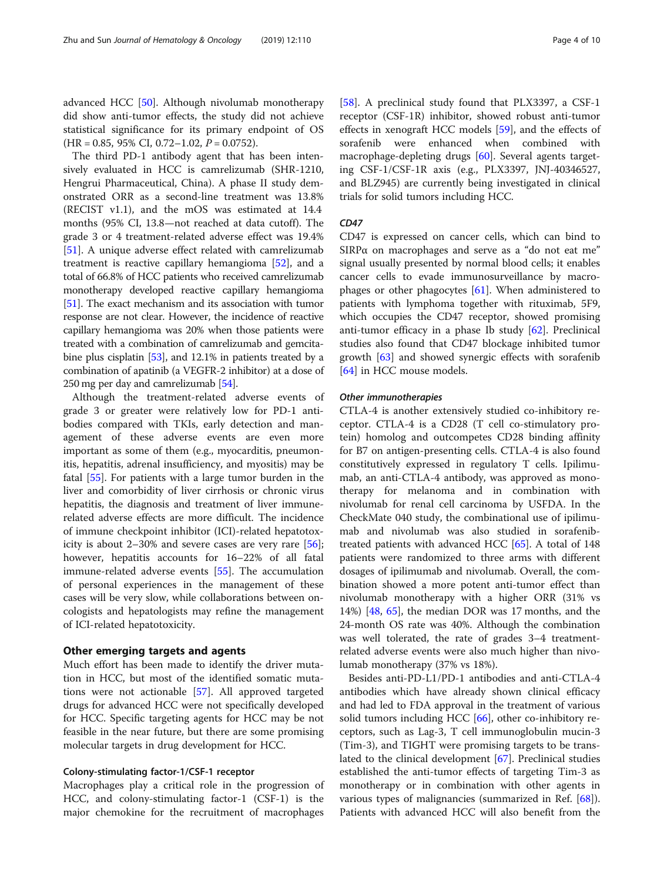advanced HCC [50]. Although nivolumab monotherapy did show anti-tumor effects, the study did not achieve statistical significance for its primary endpoint of OS (HR = 0.85, 95% CI, 0.72–1.02, $P = 0.0752$).

The third PD-1 antibody agent that has been intensively evaluated in HCC is camrelizumab (SHR-1210, Hengrui Pharmaceutical, China). A phase II study demonstrated ORR as a second-line treatment was 13.8% (RECIST v1.1), and the mOS was estimated at 14.4 months (95% CI, 13.8—not reached at data cutoff). The grade 3 or 4 treatment-related adverse effect was 19.4% [51]. A unique adverse effect related with camrelizumab treatment is reactive capillary hemangioma [52], and a total of 66.8% of HCC patients who received camrelizumab monotherapy developed reactive capillary hemangioma [51]. The exact mechanism and its association with tumor response are not clear. However, the incidence of reactive capillary hemangioma was 20% when those patients were treated with a combination of camrelizumab and gemcitabine plus cisplatin [53], and 12.1% in patients treated by a combination of apatinib (a VEGFR-2 inhibitor) at a dose of 250 mg per day and camrelizumab [54].

Although the treatment-related adverse events of grade 3 or greater were relatively low for PD-1 antibodies compared with TKIs, early detection and management of these adverse events are even more important as some of them (e.g., myocarditis, pneumonitis, hepatitis, adrenal insufficiency, and myositis) may be fatal [55]. For patients with a large tumor burden in the liver and comorbidity of liver cirrhosis or chronic virus hepatitis, the diagnosis and treatment of liver immune-related adverse effects are more difficult. The incidence of immune checkpoint inhibitor (ICI)-related hepatotoxicity is about 2–30% and severe cases are very rare [56]; however, hepatitis accounts for 16–22% of all fatal immune-related adverse events [55]. The accumulation of personal experiences in the management of these cases will be very slow, while collaborations between oncologists and hepatologists may refine the management of ICI-related hepatotoxicity.

## Other emerging targets and agents

Much effort has been made to identify the driver mutation in HCC, but most of the identified somatic mutations were not actionable [57]. All approved targeted drugs for advanced HCC were not specifically developed for HCC. Specific targeting agents for HCC may be not feasible in the near future, but there are some promising molecular targets in drug development for HCC.

### Colony-stimulating factor-1/CSF-1 receptor

Macrophages play a critical role in the progression of HCC, and colony-stimulating factor-1 (CSF-1) is the major chemokine for the recruitment of macrophages [58]. A preclinical study found that PLX3397, a CSF-1 receptor (CSF-1R) inhibitor, showed robust anti-tumor effects in xenograft HCC models [59], and the effects of sorafenib were enhanced when combined with macrophage-depleting drugs [60]. Several agents targeting CSF-1/CSF-1R axis (e.g., PLX3397, JNJ-40346527, and BLZ945) are currently being investigated in clinical trials for solid tumors including HCC.

### *CD47*

CD47 is expressed on cancer cells, which can bind to SIRPα on macrophages and serve as a "do not eat me" signal usually presented by normal blood cells; it enables cancer cells to evade immunosurveillance by macrophages or other phagocytes [61]. When administered to patients with lymphoma together with rituximab, 5F9, which occupies the CD47 receptor, showed promising anti-tumor efficacy in a phase Ib study [62]. Preclinical studies also found that CD47 blockage inhibited tumor growth [63] and showed synergic effects with sorafenib [64] in HCC mouse models.

### *Other immunotherapies*

CTLA-4 is another extensively studied co-inhibitory receptor. CTLA-4 is a CD28 (T cell co-stimulatory protein) homolog and outcompetes CD28 binding affinity for B7 on antigen-presenting cells. CTLA-4 is also found constitutively expressed in regulatory T cells. Ipilimumab, an anti-CTLA-4 antibody, was approved as monotherapy for melanoma and in combination with nivolumab for renal cell carcinoma by USFDA. In the CheckMate 040 study, the combinational use of ipilimumab and nivolumab was also studied in sorafenib-treated patients with advanced HCC [65]. A total of 148 patients were randomized to three arms with different dosages of ipilimumab and nivolumab. Overall, the combination showed a more potent anti-tumor effect than nivolumab monotherapy with a higher ORR (31% vs 14%) [48, 65], the median DOR was 17 months, and the 24-month OS rate was 40%. Although the combination was well tolerated, the rate of grades 3–4 treatment-related adverse events were also much higher than nivolumab monotherapy (37% vs 18%).

Besides anti-PD-L1/PD-1 antibodies and anti-CTLA-4 antibodies which have already shown clinical efficacy and had led to FDA approval in the treatment of various solid tumors including HCC [66], other co-inhibitory receptors, such as Lag-3, T cell immunoglobulin mucin-3 (Tim-3), and TIGHT were promising targets to be translated to the clinical development [67]. Preclinical studies established the anti-tumor effects of targeting Tim-3 as monotherapy or in combination with other agents in various types of malignancies (summarized in Ref. [68]). Patients with advanced HCC will also benefit from the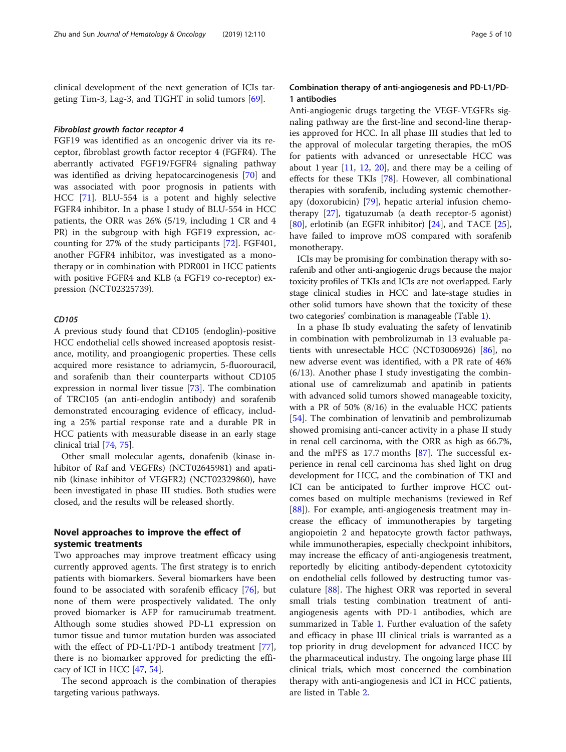clinical development of the next generation of ICIs targeting Tim-3, Lag-3, and TIGHT in solid tumors [69].

#### *Fibroblast growth factor receptor 4*

FGF19 was identified as an oncogenic driver via its receptor, fibroblast growth factor receptor 4 (FGFR4). The aberrantly activated FGF19/FGFR4 signaling pathway was identified as driving hepatocarcinogenesis [70] and was associated with poor prognosis in patients with HCC [71]. BLU-554 is a potent and highly selective FGFR4 inhibitor. In a phase I study of BLU-554 in HCC patients, the ORR was 26% (5/19, including 1 CR and 4 PR) in the subgroup with high FGF19 expression, accounting for 27% of the study participants [72]. FGF401, another FGFR4 inhibitor, was investigated as a monotherapy or in combination with PDR001 in HCC patients with positive FGFR4 and KLB (a FGF19 co-receptor) expression (NCT02325739).

#### *CD105*

A previous study found that CD105 (endoglin)-positive HCC endothelial cells showed increased apoptosis resistance, motility, and proangiogenic properties. These cells acquired more resistance to adriamycin, 5-fluorouracil, and sorafenib than their counterparts without CD105 expression in normal liver tissue [73]. The combination of TRC105 (an anti-endoglin antibody) and sorafenib demonstrated encouraging evidence of efficacy, including a 25% partial response rate and a durable PR in HCC patients with measurable disease in an early stage clinical trial [74, 75].

Other small molecular agents, donafenib (kinase inhibitor of Raf and VEGFRs) (NCT02645981) and apatinib (kinase inhibitor of VEGFR2) (NCT02329860), have been investigated in phase III studies. Both studies were closed, and the results will be released shortly.

## Novel approaches to improve the effect of systemic treatments

Two approaches may improve treatment efficacy using currently approved agents. The first strategy is to enrich patients with biomarkers. Several biomarkers have been found to be associated with sorafenib efficacy [76], but none of them were prospectively validated. The only proved biomarker is AFP for ramucirumab treatment. Although some studies showed PD-L1 expression on tumor tissue and tumor mutation burden was associated with the effect of PD-L1/PD-1 antibody treatment [77], there is no biomarker approved for predicting the efficacy of ICI in HCC [47, 54].

The second approach is the combination of therapies targeting various pathways.

### Combination therapy of anti-angiogenesis and PD-L1/PD-1 antibodies

Anti-angiogenic drugs targeting the VEGF-VEGFRs signaling pathway are the first-line and second-line therapies approved for HCC. In all phase III studies that led to the approval of molecular targeting therapies, the mOS for patients with advanced or unresectable HCC was about 1 year [11, 12, 20], and there may be a ceiling of effects for these TKIs [78]. However, all combinational therapies with sorafenib, including systemic chemotherapy (doxorubicin) [79], hepatic arterial infusion chemotherapy [27], tigatuzumab (a death receptor-5 agonist) [80], erlotinib (an EGFR inhibitor) [24], and TACE [25], have failed to improve mOS compared with sorafenib monotherapy.

ICIs may be promising for combination therapy with sorafenib and other anti-angiogenic drugs because the major toxicity profiles of TKIs and ICIs are not overlapped. Early stage clinical studies in HCC and late-stage studies in other solid tumors have shown that the toxicity of these two categories' combination is manageable (Table 1).

In a phase Ib study evaluating the safety of lenvatinib in combination with pembrolizumab in 13 evaluable patients with unresectable HCC (NCT03006926) [86], no new adverse event was identified, with a PR rate of 46% (6/13). Another phase I study investigating the combinational use of camrelizumab and apatinib in patients with advanced solid tumors showed manageable toxicity, with a PR of 50% (8/16) in the evaluable HCC patients [54]. The combination of lenvatinib and pembrolizumab showed promising anti-cancer activity in a phase II study in renal cell carcinoma, with the ORR as high as 66.7%, and the mPFS as 17.7 months [87]. The successful experience in renal cell carcinoma has shed light on drug development for HCC, and the combination of TKI and ICI can be anticipated to further improve HCC outcomes based on multiple mechanisms (reviewed in Ref [88]). For example, anti-angiogenesis treatment may increase the efficacy of immunotherapies by targeting angiopoietin 2 and hepatocyte growth factor pathways, while immunotherapies, especially checkpoint inhibitors, may increase the efficacy of anti-angiogenesis treatment, reportedly by eliciting antibody-dependent cytotoxicity on endothelial cells followed by destructing tumor vasculature [88]. The highest ORR was reported in several small trials testing combination treatment of anti-angiogenesis agents with PD-1 antibodies, which are summarized in Table 1. Further evaluation of the safety and efficacy in phase III clinical trials is warranted as a top priority in drug development for advanced HCC by the pharmaceutical industry. The ongoing large phase III clinical trials, which most concerned the combination therapy with anti-angiogenesis and ICI in HCC patients, are listed in Table 2.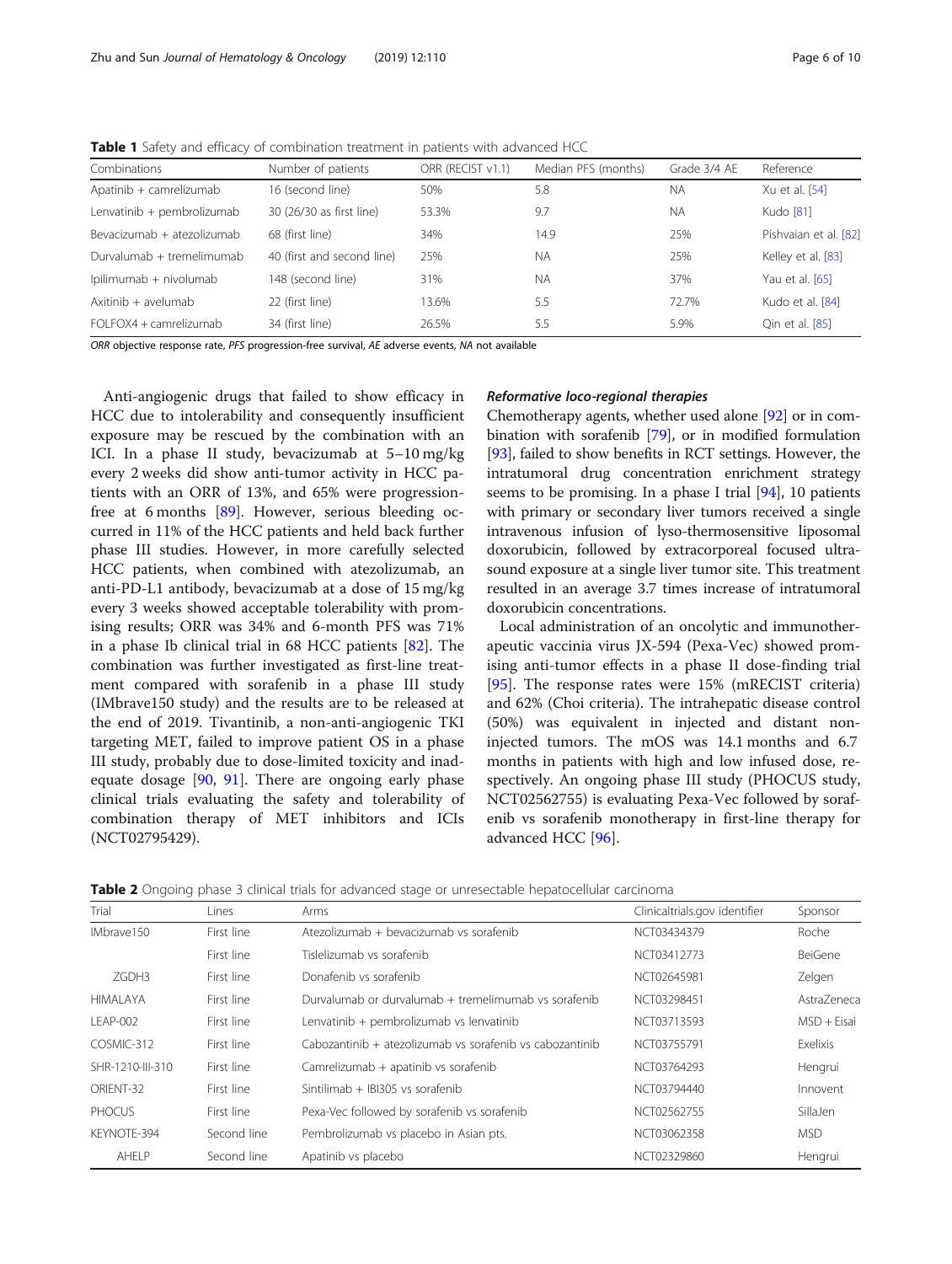**Table 1** Safety and efficacy of combination treatment in patients with advanced HCC

| Combinations | Number of patients | ORR (RECIST v1.1) | Median PFS (months) | Grade 3/4 AE | Reference |
|---|---|---|---|---|---|
| Apatinib + camrelizumab | 16 (second line) | 50% | 5.8 | NA | Xu et al. [54] |
| Lenvatinib + pembrolizumab | 30 (26/30 as first line) | 53.3% | 9.7 | NA | Kudo [81] |
| Bevacizumab + atezolizumab | 68 (first line) | 34% | 14.9 | 25% | Pishvaian et al. [82] |
| Durvalumab + tremelimumab | 40 (first and second line) | 25% | NA | 25% | Kelley et al. [83] |
| Ipilimumab + nivolumab | 148 (second line) | 31% | NA | 37% | Yau et al. [65] |
| Axitinib + avelumab | 22 (first line) | 13.6% | 5.5 | 72.7% | Kudo et al. [84] |
| FOLFOX4 + camrelizumab | 34 (first line) | 26.5% | 5.5 | 5.9% | Qin et al. [85] |

*ORR* objective response rate, *PFS* progression-free survival, *AE* adverse events, *NA* not available

Anti-angiogenic drugs that failed to show efficacy in HCC due to intolerability and consequently insufficient exposure may be rescued by the combination with an ICI. In a phase II study, bevacizumab at 5–10 mg/kg every 2 weeks did show anti-tumor activity in HCC patients with an ORR of 13%, and 65% were progression-free at 6 months [89]. However, serious bleeding occurred in 11% of the HCC patients and held back further phase III studies. However, in more carefully selected HCC patients, when combined with atezolizumab, an anti-PD-L1 antibody, bevacizumab at a dose of 15 mg/kg every 3 weeks showed acceptable tolerability with promising results; ORR was 34% and 6-month PFS was 71% in a phase Ib clinical trial in 68 HCC patients [82]. The combination was further investigated as first-line treatment compared with sorafenib in a phase III study (IMbrave150 study) and the results are to be released at the end of 2019. Tivantinib, a non-anti-angiogenic TKI targeting MET, failed to improve patient OS in a phase III study, probably due to dose-limited toxicity and inadequate dosage [90, 91]. There are ongoing early phase clinical trials evaluating the safety and tolerability of combination therapy of MET inhibitors and ICIs (NCT02795429).

#### *Reformative loco-regional therapies*

Chemotherapy agents, whether used alone [92] or in combination with sorafenib [79], or in modified formulation [93], failed to show benefits in RCT settings. However, the intratumoral drug concentration enrichment strategy seems to be promising. In a phase I trial [94], 10 patients with primary or secondary liver tumors received a single intravenous infusion of lyso-thermosensitive liposomal doxorubicin, followed by extracorporeal focused ultrasound exposure at a single liver tumor site. This treatment resulted in an average 3.7 times increase of intratumoral doxorubicin concentrations.

Local administration of an oncolytic and immunotherapeutic vaccinia virus JX-594 (Pexa-Vec) showed promising anti-tumor effects in a phase II dose-finding trial [95]. The response rates were 15% (mRECIST criteria) and 62% (Choi criteria). The intrahepatic disease control (50%) was equivalent in injected and distant non-injected tumors. The mOS was 14.1 months and 6.7 months in patients with high and low infused dose, respectively. An ongoing phase III study (PHOCUS study, NCT02562755) is evaluating Pexa-Vec followed by sorafenib vs sorafenib monotherapy in first-line therapy for advanced HCC [96].

**Table 2** Ongoing phase 3 clinical trials for advanced stage or unresectable hepatocellular carcinoma

| Trial | Lines | Arms | Clinicaltrials.gov identifier | Sponsor |
|---|---|---|---|---|
| IMbrave150 | First line | Atezolizumab + bevacizumab vs sorafenib | NCT03434379 | Roche |
| | First line | Tislelizumab vs sorafenib | NCT03412773 | BeiGene |
| ZGDH3 | First line | Donafenib vs sorafenib | NCT02645981 | Zelgen |
| HIMALAYA | First line | Durvalumab or durvalumab + tremelimumab vs sorafenib | NCT03298451 | AstraZeneca |
| LEAP-002 | First line | Lenvatinib + pembrolizumab vs lenvatinib | NCT03713593 | MSD + Eisai |
| COSMIC-312 | First line | Cabozantinib + atezolizumab vs sorafenib vs cabozantinib | NCT03755791 | Exelixis |
| SHR-1210-III-310 | First line | Camrelizumab + apatinib vs sorafenib | NCT03764293 | Hengrui |
| ORIENT-32 | First line | Sintilimab + IBI305 vs sorafenib | NCT03794440 | Innovent |
| PHOCUS | First line | Pexa-Vec followed by sorafenib vs sorafenib | NCT02562755 | SillaJen |
| KEYNOTE-394 | Second line | Pembrolizumab vs placebo in Asian pts. | NCT03062358 | MSD |
| AHELP | Second line | Apatinib vs placebo | NCT02329860 | Hengrui |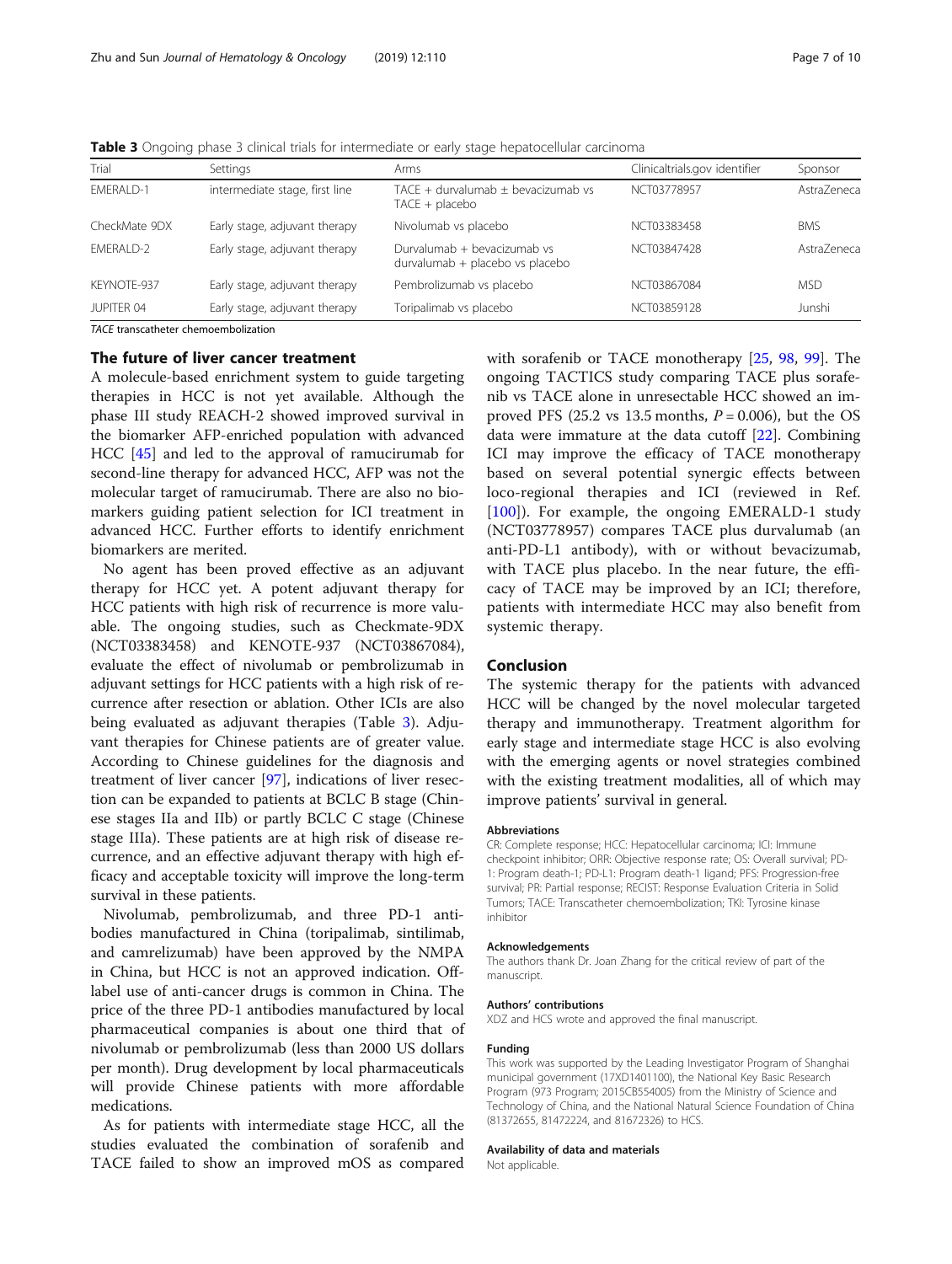**Table 3** Ongoing phase 3 clinical trials for intermediate or early stage hepatocellular carcinoma

| Trial | Settings | Arms | Clinicaltrials.gov identifier | Sponsor |
|---|---|---|---|---|
| EMERALD-1 | intermediate stage, first line | TACE + durvalumab ± bevacizumab vs TACE + placebo | NCT03778957 | AstraZeneca |
| CheckMate 9DX | Early stage, adjuvant therapy | Nivolumab vs placebo | NCT03383458 | BMS |
| EMERALD-2 | Early stage, adjuvant therapy | Durvalumab + bevacizumab vs durvalumab + placebo vs placebo | NCT03847428 | AstraZeneca |
| KEYNOTE-937 | Early stage, adjuvant therapy | Pembrolizumab vs placebo | NCT03867084 | MSD |
| JUPITER 04 | Early stage, adjuvant therapy | Toripalimab vs placebo | NCT03859128 | Junshi |

*TACE* transcatheter chemoembolization

## The future of liver cancer treatment

A molecule-based enrichment system to guide targeting therapies in HCC is not yet available. Although the phase III study REACH-2 showed improved survival in the biomarker AFP-enriched population with advanced HCC [45] and led to the approval of ramucirumab for second-line therapy for advanced HCC, AFP was not the molecular target of ramucirumab. There are also no biomarkers guiding patient selection for ICI treatment in advanced HCC. Further efforts to identify enrichment biomarkers are merited.

No agent has been proved effective as an adjuvant therapy for HCC yet. A potent adjuvant therapy for HCC patients with high risk of recurrence is more valuable. The ongoing studies, such as Checkmate-9DX (NCT03383458) and KENOTE-937 (NCT03867084), evaluate the effect of nivolumab or pembrolizumab in adjuvant settings for HCC patients with a high risk of recurrence after resection or ablation. Other ICIs are also being evaluated as adjuvant therapies (Table 3). Adjuvant therapies for Chinese patients are of greater value. According to Chinese guidelines for the diagnosis and treatment of liver cancer [97], indications of liver resection can be expanded to patients at BCLC B stage (Chinese stages IIa and IIb) or partly BCLC C stage (Chinese stage IIIa). These patients are at high risk of disease recurrence, and an effective adjuvant therapy with high efficacy and acceptable toxicity will improve the long-term survival in these patients.

Nivolumab, pembrolizumab, and three PD-1 antibodies manufactured in China (toripalimab, sintilimab, and camrelizumab) have been approved by the NMPA in China, but HCC is not an approved indication. Off-label use of anti-cancer drugs is common in China. The price of the three PD-1 antibodies manufactured by local pharmaceutical companies is about one third that of nivolumab or pembrolizumab (less than 2000 US dollars per month). Drug development by local pharmaceuticals will provide Chinese patients with more affordable medications.

As for patients with intermediate stage HCC, all the studies evaluated the combination of sorafenib and TACE failed to show an improved mOS as compared with sorafenib or TACE monotherapy [25, 98, 99]. The ongoing TACTICS study comparing TACE plus sorafenib vs TACE alone in unresectable HCC showed an improved PFS (25.2 vs 13.5 months, $P = 0.006$), but the OS data were immature at the data cutoff [22]. Combining ICI may improve the efficacy of TACE monotherapy based on several potential synergic effects between loco-regional therapies and ICI (reviewed in Ref. [100]). For example, the ongoing EMERALD-1 study (NCT03778957) compares TACE plus durvalumab (an anti-PD-L1 antibody), with or without bevacizumab, with TACE plus placebo. In the near future, the efficacy of TACE may be improved by an ICI; therefore, patients with intermediate HCC may also benefit from systemic therapy.

## Conclusion

The systemic therapy for the patients with advanced HCC will be changed by the novel molecular targeted therapy and immunotherapy. Treatment algorithm for early stage and intermediate stage HCC is also evolving with the emerging agents or novel strategies combined with the existing treatment modalities, all of which may improve patients' survival in general.

#### Abbreviations

CR: Complete response; HCC: Hepatocellular carcinoma; ICI: Immune checkpoint inhibitor; ORR: Objective response rate; OS: Overall survival; PD-1: Program death-1; PD-L1: Program death-1 ligand; PFS: Progression-free survival; PR: Partial response; RECIST: Response Evaluation Criteria in Solid Tumors; TACE: Transcatheter chemoembolization; TKI: Tyrosine kinase inhibitor

#### Acknowledgements

The authors thank Dr. Joan Zhang for the critical review of part of the manuscript.

#### Authors' contributions

XDZ and HCS wrote and approved the final manuscript.

#### Funding

This work was supported by the Leading Investigator Program of Shanghai municipal government (17XD1401100), the National Key Basic Research Program (973 Program; 2015CB554005) from the Ministry of Science and Technology of China, and the National Natural Science Foundation of China (81372655, 81472224, and 81672326) to HCS.

#### Availability of data and materials

Not applicable.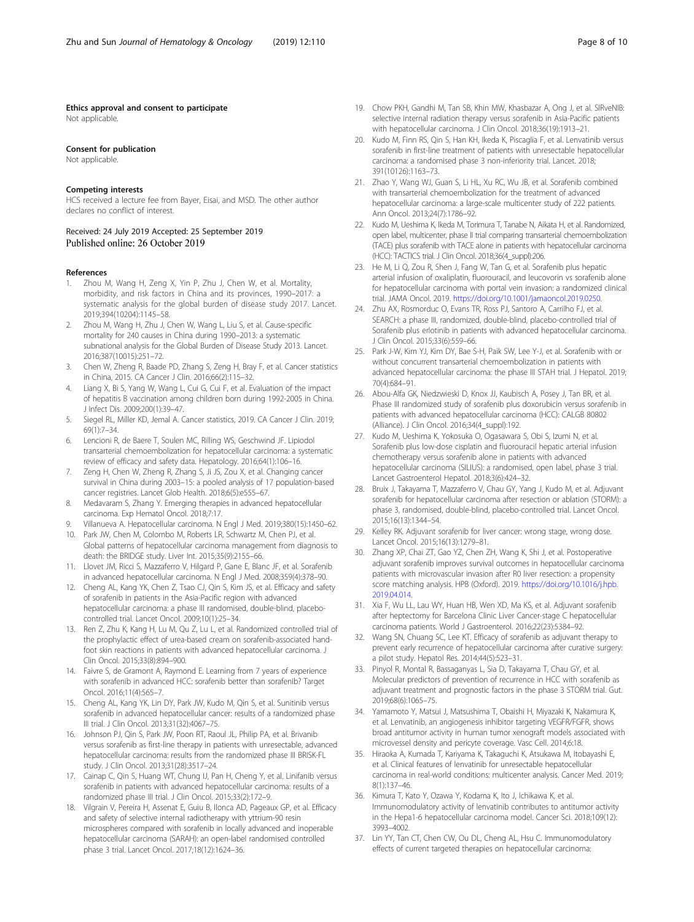#### Ethics approval and consent to participate

Not applicable.

#### Consent for publication

Not applicable.

#### Competing interests

HCS received a lecture fee from Bayer, Eisai, and MSD. The other author declares no conflict of interest.

Received: 24 July 2019 Accepted: 25 September 2019
Published online: 26 October 2019

#### References

1. Zhou M, Wang H, Zeng X, Yin P, Zhu J, Chen W, et al. Mortality, morbidity, and risk factors in China and its provinces, 1990–2017: a systematic analysis for the global burden of disease study 2017. Lancet. 2019;394(10204):1145–58.
2. Zhou M, Wang H, Zhu J, Chen W, Wang L, Liu S, et al. Cause-specific mortality for 240 causes in China during 1990–2013: a systematic subnational analysis for the Global Burden of Disease Study 2013. Lancet. 2016;387(10015):251–72.
3. Chen W, Zheng R, Baade PD, Zhang S, Zeng H, Bray F, et al. Cancer statistics in China, 2015. CA Cancer J Clin. 2016;66(2):115–32.
4. Liang X, Bi S, Yang W, Wang L, Cui G, Cui F, et al. Evaluation of the impact of hepatitis B vaccination among children born during 1992-2005 in China. J Infect Dis. 2009;200(1):39–47.
5. Siegel RL, Miller KD, Jemal A. Cancer statistics, 2019. CA Cancer J Clin. 2019; 69(1):7–34.
6. Lencioni R, de Baere T, Soulen MC, Rilling WS, Geschwind JF. Lipiodol transarterial chemoembolization for hepatocellular carcinoma: a systematic review of efficacy and safety data. Hepatology. 2016;64(1):106–16.
7. Zeng H, Chen W, Zheng R, Zhang S, Ji JS, Zou X, et al. Changing cancer survival in China during 2003–15: a pooled analysis of 17 population-based cancer registries. Lancet Glob Health. 2018;6(5):e555–67.
8. Medavaram S, Zhang Y. Emerging therapies in advanced hepatocellular carcinoma. Exp Hematol Oncol. 2018;7:17.
9. Villanueva A. Hepatocellular carcinoma. N Engl J Med. 2019;380(15):1450–62.
10. Park JW, Chen M, Colombo M, Roberts LR, Schwartz M, Chen PJ, et al. Global patterns of hepatocellular carcinoma management from diagnosis to death: the BRIDGE study. Liver Int. 2015;35(9):2155–66.
11. Llovet JM, Ricci S, Mazzaferro V, Hilgard P, Gane E, Blanc JF, et al. Sorafenib in advanced hepatocellular carcinoma. N Engl J Med. 2008;359(4):378–90.
12. Cheng AL, Kang YK, Chen Z, Tsao CJ, Qin S, Kim JS, et al. Efficacy and safety of sorafenib in patients in the Asia-Pacific region with advanced hepatocellular carcinoma: a phase III randomised, double-blind, placebo-controlled trial. Lancet Oncol. 2009;10(1):25–34.
13. Ren Z, Zhu K, Kang H, Lu M, Qu Z, Lu L, et al. Randomized controlled trial of the prophylactic effect of urea-based cream on sorafenib-associated hand-foot skin reactions in patients with advanced hepatocellular carcinoma. J Clin Oncol. 2015;33(8):894–900.
14. Faivre S, de Gramont A, Raymond E. Learning from 7 years of experience with sorafenib in advanced HCC: sorafenib better than sorafenib? Target Oncol. 2016;11(4):565–7.
15. Cheng AL, Kang YK, Lin DY, Park JW, Kudo M, Qin S, et al. Sunitinib versus sorafenib in advanced hepatocellular cancer: results of a randomized phase III trial. J Clin Oncol. 2013;31(32):4067–75.
16. Johnson PJ, Qin S, Park JW, Poon RT, Raoul JL, Philip PA, et al. Brivanib versus sorafenib as first-line therapy in patients with unresectable, advanced hepatocellular carcinoma: results from the randomized phase III BRISK-FL study. J Clin Oncol. 2013;31(28):3517–24.
17. Cainap C, Qin S, Huang WT, Chung IJ, Pan H, Cheng Y, et al. Linifanib versus sorafenib in patients with advanced hepatocellular carcinoma: results of a randomized phase III trial. J Clin Oncol. 2015;33(2):172–9.
18. Vilgrain V, Pereira H, Assenat E, Guiu B, Ilonca AD, Pageaux GP, et al. Efficacy and safety of selective internal radiotherapy with yttrium-90 resin microspheres compared with sorafenib in locally advanced and inoperable hepatocellular carcinoma (SARAH): an open-label randomised controlled phase 3 trial. Lancet Oncol. 2017;18(12):1624–36.
19. Chow PKH, Gandhi M, Tan SB, Khin MW, Khasbazar A, Ong J, et al. SIRveNIB: selective internal radiation therapy versus sorafenib in Asia-Pacific patients with hepatocellular carcinoma. J Clin Oncol. 2018;36(19):1913–21.
20. Kudo M, Finn RS, Qin S, Han KH, Ikeda K, Piscaglia F, et al. Lenvatinib versus sorafenib in first-line treatment of patients with unresectable hepatocellular carcinoma: a randomised phase 3 non-inferiority trial. Lancet. 2018; 391(10126):1163–73.
21. Zhao Y, Wang WJ, Guan S, Li HL, Xu RC, Wu JB, et al. Sorafenib combined with transarterial chemoembolization for the treatment of advanced hepatocellular carcinoma: a large-scale multicenter study of 222 patients. Ann Oncol. 2013;24(7):1786–92.
22. Kudo M, Ueshima K, Ikeda M, Torimura T, Tanabe N, Aikata H, et al. Randomized, open label, multicenter, phase II trial comparing transarterial chemoembolization (TACE) plus sorafenib with TACE alone in patients with hepatocellular carcinoma (HCC): TACTICS trial. J Clin Oncol. 2018;36(4_suppl):206.
23. He M, Li Q, Zou R, Shen J, Fang W, Tan G, et al. Sorafenib plus hepatic arterial infusion of oxaliplatin, fluorouracil, and leucovorin vs sorafenib alone for hepatocellular carcinoma with portal vein invasion: a randomized clinical trial. JAMA Oncol. 2019. https://doi.org/10.1001/jamaoncol.2019.0250.
24. Zhu AX, Rosmorduc O, Evans TR, Ross PJ, Santoro A, Carrilho FJ, et al. SEARCH: a phase III, randomized, double-blind, placebo-controlled trial of Sorafenib plus erlotinib in patients with advanced hepatocellular carcinoma. J Clin Oncol. 2015;33(6):559–66.
25. Park J-W, Kim YJ, Kim DY, Bae S-H, Paik SW, Lee Y-J, et al. Sorafenib with or without concurrent transarterial chemoembolization in patients with advanced hepatocellular carcinoma: the phase III STAH trial. J Hepatol. 2019; 70(4):684–91.
26. Abou-Alfa GK, Niedzwieski D, Knox JJ, Kaubisch A, Posey J, Tan BR, et al. Phase III randomized study of sorafenib plus doxorubicin versus sorafenib in patients with advanced hepatocellular carcinoma (HCC): CALGB 80802 (Alliance). J Clin Oncol. 2016;34(4_suppl):192.
27. Kudo M, Ueshima K, Yokosuka O, Ogasawara S, Obi S, Izumi N, et al. Sorafenib plus low-dose cisplatin and fluorouracil hepatic arterial infusion chemotherapy versus sorafenib alone in patients with advanced hepatocellular carcinoma (SILIUS): a randomised, open label, phase 3 trial. Lancet Gastroenterol Hepatol. 2018;3(6):424–32.
28. Bruix J, Takayama T, Mazzaferro V, Chau GY, Yang J, Kudo M, et al. Adjuvant sorafenib for hepatocellular carcinoma after resection or ablation (STORM): a phase 3, randomised, double-blind, placebo-controlled trial. Lancet Oncol. 2015;16(13):1344–54.
29. Kelley RK. Adjuvant sorafenib for liver cancer: wrong stage, wrong dose. Lancet Oncol. 2015;16(13):1279–81.
30. Zhang XP, Chai ZT, Gao YZ, Chen ZH, Wang K, Shi J, et al. Postoperative adjuvant sorafenib improves survival outcomes in hepatocellular carcinoma patients with microvascular invasion after R0 liver resection: a propensity score matching analysis. HPB (Oxford). 2019. https://doi.org/10.1016/j.hpb.2019.04.014.
31. Xia F, Wu LL, Lau WY, Huan HB, Wen XD, Ma KS, et al. Adjuvant sorafenib after heptectomy for Barcelona Clinic Liver Cancer-stage C hepatocellular carcinoma patients. World J Gastroenterol. 2016;22(23):5384–92.
32. Wang SN, Chuang SC, Lee KT. Efficacy of sorafenib as adjuvant therapy to prevent early recurrence of hepatocellular carcinoma after curative surgery: a pilot study. Hepatol Res. 2014;44(5):523–31.
33. Pinyol R, Montal R, Bassaganyas L, Sia D, Takayama T, Chau GY, et al. Molecular predictors of prevention of recurrence in HCC with sorafenib as adjuvant treatment and prognostic factors in the phase 3 STORM trial. Gut. 2019;68(6):1065–75.
34. Yamamoto Y, Matsui J, Matsushima T, Obaishi H, Miyazaki K, Nakamura K, et al. Lenvatinib, an angiogenesis inhibitor targeting VEGFR/FGFR, shows broad antitumor activity in human tumor xenograft models associated with microvessel density and pericyte coverage. Vasc Cell. 2014;6:18.
35. Hiraoka A, Kumada T, Kariyama K, Takaguchi K, Atsukawa M, Itobayashi E, et al. Clinical features of lenvatinib for unresectable hepatocellular carcinoma in real-world conditions: multicenter analysis. Cancer Med. 2019; 8(1):137–46.
36. Kimura T, Kato Y, Ozawa Y, Kodama K, Ito J, Ichikawa K, et al. Immunomodulatory activity of lenvatinib contributes to antitumor activity in the Hepa1-6 hepatocellular carcinoma model. Cancer Sci. 2018;109(12): 3993–4002.
37. Lin YY, Tan CT, Chen CW, Ou DL, Cheng AL, Hsu C. Immunomodulatory effects of current targeted therapies on hepatocellular carcinoma: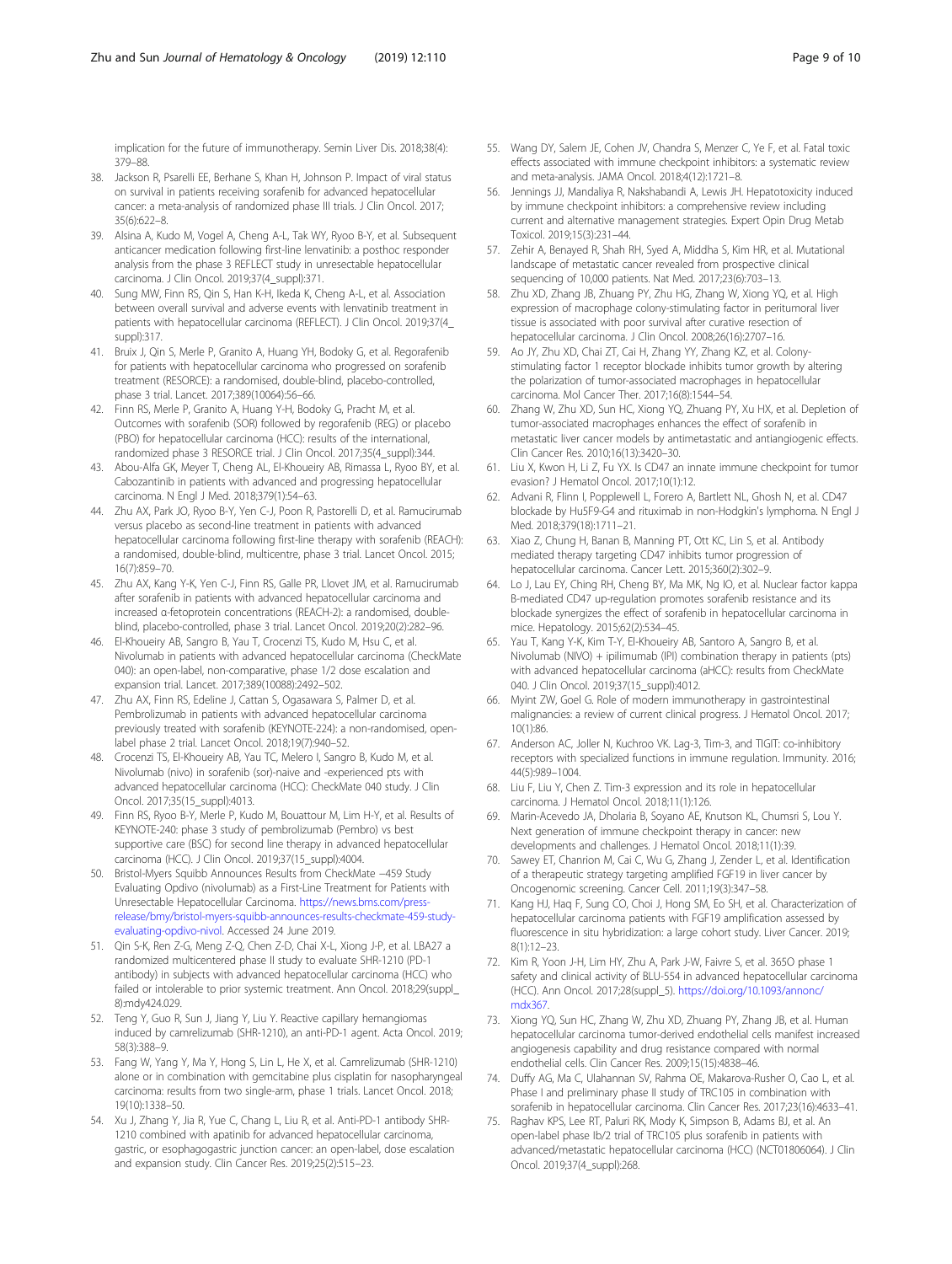implication for the future of immunotherapy. Semin Liver Dis. 2018;38(4): 379–88.

38. Jackson R, Psarelli EE, Berhane S, Khan H, Johnson P. Impact of viral status on survival in patients receiving sorafenib for advanced hepatocellular cancer: a meta-analysis of randomized phase III trials. J Clin Oncol. 2017; 35(6):622–8.
39. Alsina A, Kudo M, Vogel A, Cheng A-L, Tak WY, Ryoo B-Y, et al. Subsequent anticancer medication following first-line lenvatinib: a posthoc responder analysis from the phase 3 REFLECT study in unresectable hepatocellular carcinoma. J Clin Oncol. 2019;37(4_suppl):371.
40. Sung MW, Finn RS, Qin S, Han K-H, Ikeda K, Cheng A-L, et al. Association between overall survival and adverse events with lenvatinib treatment in patients with hepatocellular carcinoma (REFLECT). J Clin Oncol. 2019;37(4_ suppl):317.
41. Bruix J, Qin S, Merle P, Granito A, Huang YH, Bodoky G, et al. Regorafenib for patients with hepatocellular carcinoma who progressed on sorafenib treatment (RESORCE): a randomised, double-blind, placebo-controlled, phase 3 trial. Lancet. 2017;389(10064):56–66.
42. Finn RS, Merle P, Granito A, Huang Y-H, Bodoky G, Pracht M, et al. Outcomes with sorafenib (SOR) followed by regorafenib (REG) or placebo (PBO) for hepatocellular carcinoma (HCC): results of the international, randomized phase 3 RESORCE trial. J Clin Oncol. 2017;35(4_suppl):344.
43. Abou-Alfa GK, Meyer T, Cheng AL, El-Khoueiry AB, Rimassa L, Ryoo BY, et al. Cabozantinib in patients with advanced and progressing hepatocellular carcinoma. N Engl J Med. 2018;379(1):54–63.
44. Zhu AX, Park JO, Ryoo B-Y, Yen C-J, Poon R, Pastorelli D, et al. Ramucirumab versus placebo as second-line treatment in patients with advanced hepatocellular carcinoma following first-line therapy with sorafenib (REACH): a randomised, double-blind, multicentre, phase 3 trial. Lancet Oncol. 2015; 16(7):859–70.
45. Zhu AX, Kang Y-K, Yen C-J, Finn RS, Galle PR, Llovet JM, et al. Ramucirumab after sorafenib in patients with advanced hepatocellular carcinoma and increased α-fetoprotein concentrations (REACH-2): a randomised, double-blind, placebo-controlled, phase 3 trial. Lancet Oncol. 2019;20(2):282–96.
46. El-Khoueiry AB, Sangro B, Yau T, Crocenzi TS, Kudo M, Hsu C, et al. Nivolumab in patients with advanced hepatocellular carcinoma (CheckMate 040): an open-label, non-comparative, phase 1/2 dose escalation and expansion trial. Lancet. 2017;389(10088):2492–502.
47. Zhu AX, Finn RS, Edeline J, Cattan S, Ogasawara S, Palmer D, et al. Pembrolizumab in patients with advanced hepatocellular carcinoma previously treated with sorafenib (KEYNOTE-224): a non-randomised, open-label phase 2 trial. Lancet Oncol. 2018;19(7):940–52.
48. Crocenzi TS, El-Khoueiry AB, Yau TC, Melero I, Sangro B, Kudo M, et al. Nivolumab (nivo) in sorafenib (sor)-naive and -experienced pts with advanced hepatocellular carcinoma (HCC): CheckMate 040 study. J Clin Oncol. 2017;35(15_suppl):4013.
49. Finn RS, Ryoo B-Y, Merle P, Kudo M, Bouattour M, Lim H-Y, et al. Results of KEYNOTE-240: phase 3 study of pembrolizumab (Pembro) vs best supportive care (BSC) for second line therapy in advanced hepatocellular carcinoma (HCC). J Clin Oncol. 2019;37(15_suppl):4004.
50. Bristol-Myers Squibb Announces Results from CheckMate −459 Study Evaluating Opdivo (nivolumab) as a First-Line Treatment for Patients with Unresectable Hepatocellular Carcinoma. https://news.bms.com/press-release/bmy/bristol-myers-squibb-announces-results-checkmate-459-study-evaluating-opdivo-nivol. Accessed 24 June 2019.
51. Qin S-K, Ren Z-G, Meng Z-Q, Chen Z-D, Chai X-L, Xiong J-P, et al. LBA27 a randomized multicentered phase II study to evaluate SHR-1210 (PD-1 antibody) in subjects with advanced hepatocellular carcinoma (HCC) who failed or intolerable to prior systemic treatment. Ann Oncol. 2018;29(suppl_ 8):mdy424.029.
52. Teng Y, Guo R, Sun J, Jiang Y, Liu Y. Reactive capillary hemangiomas induced by camrelizumab (SHR-1210), an anti-PD-1 agent. Acta Oncol. 2019; 58(3):388–9.
53. Fang W, Yang Y, Ma Y, Hong S, Lin L, He X, et al. Camrelizumab (SHR-1210) alone or in combination with gemcitabine plus cisplatin for nasopharyngeal carcinoma: results from two single-arm, phase 1 trials. Lancet Oncol. 2018; 19(10):1338–50.
54. Xu J, Zhang Y, Jia R, Yue C, Chang L, Liu R, et al. Anti-PD-1 antibody SHR-1210 combined with apatinib for advanced hepatocellular carcinoma, gastric, or esophagogastric junction cancer: an open-label, dose escalation and expansion study. Clin Cancer Res. 2019;25(2):515–23.
55. Wang DY, Salem JE, Cohen JV, Chandra S, Menzer C, Ye F, et al. Fatal toxic effects associated with immune checkpoint inhibitors: a systematic review and meta-analysis. JAMA Oncol. 2018;4(12):1721–8.
56. Jennings JJ, Mandaliya R, Nakshabandi A, Lewis JH. Hepatotoxicity induced by immune checkpoint inhibitors: a comprehensive review including current and alternative management strategies. Expert Opin Drug Metab Toxicol. 2019;15(3):231–44.
57. Zehir A, Benayed R, Shah RH, Syed A, Middha S, Kim HR, et al. Mutational landscape of metastatic cancer revealed from prospective clinical sequencing of 10,000 patients. Nat Med. 2017;23(6):703–13.
58. Zhu XD, Zhang JB, Zhuang PY, Zhu HG, Zhang W, Xiong YQ, et al. High expression of macrophage colony-stimulating factor in peritumoral liver tissue is associated with poor survival after curative resection of hepatocellular carcinoma. J Clin Oncol. 2008;26(16):2707–16.
59. Ao JY, Zhu XD, Chai ZT, Cai H, Zhang YY, Zhang KZ, et al. Colony-stimulating factor 1 receptor blockade inhibits tumor growth by altering the polarization of tumor-associated macrophages in hepatocellular carcinoma. Mol Cancer Ther. 2017;16(8):1544–54.
60. Zhang W, Zhu XD, Sun HC, Xiong YQ, Zhuang PY, Xu HX, et al. Depletion of tumor-associated macrophages enhances the effect of sorafenib in metastatic liver cancer models by antimetastatic and antiangiogenic effects. Clin Cancer Res. 2010;16(13):3420–30.
61. Liu X, Kwon H, Li Z, Fu YX. Is CD47 an innate immune checkpoint for tumor evasion? J Hematol Oncol. 2017;10(1):12.
62. Advani R, Flinn I, Popplewell L, Forero A, Bartlett NL, Ghosh N, et al. CD47 blockade by Hu5F9-G4 and rituximab in non-Hodgkin's lymphoma. N Engl J Med. 2018;379(18):1711–21.
63. Xiao Z, Chung H, Banan B, Manning PT, Ott KC, Lin S, et al. Antibody mediated therapy targeting CD47 inhibits tumor progression of hepatocellular carcinoma. Cancer Lett. 2015;360(2):302–9.
64. Lo J, Lau EY, Ching RH, Cheng BY, Ma MK, Ng IO, et al. Nuclear factor kappa B-mediated CD47 up-regulation promotes sorafenib resistance and its blockade synergizes the effect of sorafenib in hepatocellular carcinoma in mice. Hepatology. 2015;62(2):534–45.
65. Yau T, Kang Y-K, Kim T-Y, El-Khoueiry AB, Santoro A, Sangro B, et al. Nivolumab (NIVO) + ipilimumab (IPI) combination therapy in patients (pts) with advanced hepatocellular carcinoma (aHCC): results from CheckMate 040. J Clin Oncol. 2019;37(15_suppl):4012.
66. Myint ZW, Goel G. Role of modern immunotherapy in gastrointestinal malignancies: a review of current clinical progress. J Hematol Oncol. 2017; 10(1):86.
67. Anderson AC, Joller N, Kuchroo VK. Lag-3, Tim-3, and TIGIT: co-inhibitory receptors with specialized functions in immune regulation. Immunity. 2016; 44(5):989–1004.
68. Liu F, Liu Y, Chen Z. Tim-3 expression and its role in hepatocellular carcinoma. J Hematol Oncol. 2018;11(1):126.
69. Marin-Acevedo JA, Dholaria B, Soyano AE, Knutson KL, Chumsri S, Lou Y. Next generation of immune checkpoint therapy in cancer: new developments and challenges. J Hematol Oncol. 2018;11(1):39.
70. Sawey ET, Chanrion M, Cai C, Wu G, Zhang J, Zender L, et al. Identification of a therapeutic strategy targeting amplified FGF19 in liver cancer by Oncogenomic screening. Cancer Cell. 2011;19(3):347–58.
71. Kang HJ, Haq F, Sung CO, Choi J, Hong SM, Eo SH, et al. Characterization of hepatocellular carcinoma patients with FGF19 amplification assessed by fluorescence in situ hybridization: a large cohort study. Liver Cancer. 2019; 8(1):12–23.
72. Kim R, Yoon J-H, Lim HY, Zhu A, Park J-W, Faivre S, et al. 365O phase 1 safety and clinical activity of BLU-554 in advanced hepatocellular carcinoma (HCC). Ann Oncol. 2017;28(suppl_5). https://doi.org/10.1093/annonc/mdx367.
73. Xiong YQ, Sun HC, Zhang W, Zhu XD, Zhuang PY, Zhang JB, et al. Human hepatocellular carcinoma tumor-derived endothelial cells manifest increased angiogenesis capability and drug resistance compared with normal endothelial cells. Clin Cancer Res. 2009;15(15):4838–46.
74. Duffy AG, Ma C, Ulahannan SV, Rahma OE, Makarova-Rusher O, Cao L, et al. Phase I and preliminary phase II study of TRC105 in combination with sorafenib in hepatocellular carcinoma. Clin Cancer Res. 2017;23(16):4633–41.
75. Raghav KPS, Lee RT, Paluri RK, Mody K, Simpson B, Adams BJ, et al. An open-label phase Ib/2 trial of TRC105 plus sorafenib in patients with advanced/metastatic hepatocellular carcinoma (HCC) (NCT01806064). J Clin Oncol. 2019;37(4_suppl):268.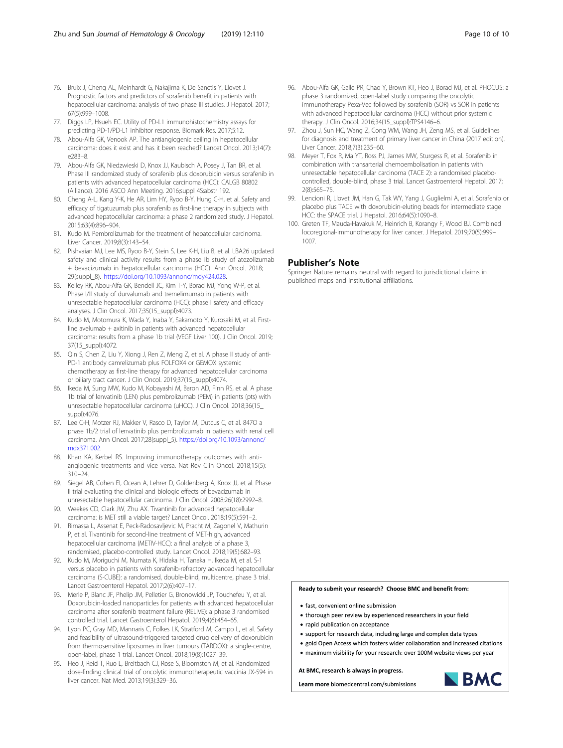76. Bruix J, Cheng AL, Meinhardt G, Nakajima K, De Sanctis Y, Llovet J. Prognostic factors and predictors of sorafenib benefit in patients with hepatocellular carcinoma: analysis of two phase III studies. J Hepatol. 2017; 67(5):999–1008.
77. Diggs LP, Hsueh EC. Utility of PD-L1 immunohistochemistry assays for predicting PD-1/PD-L1 inhibitor response. Biomark Res. 2017;5:12.
78. Abou-Alfa GK, Venook AP. The antiangiogenic ceiling in hepatocellular carcinoma: does it exist and has it been reached? Lancet Oncol. 2013;14(7): e283–8.
79. Abou-Alfa GK, Niedzwieski D, Knox JJ, Kaubisch A, Posey J, Tan BR, et al. Phase III randomized study of sorafenib plus doxorubicin versus sorafenib in patients with advanced hepatocellular carcinoma (HCC): CALGB 80802 (Alliance). 2016 ASCO Ann Meeting. 2016;suppl 4S:abstr 192.
80. Cheng A-L, Kang Y-K, He AR, Lim HY, Ryoo B-Y, Hung C-H, et al. Safety and efficacy of tigatuzumab plus sorafenib as first-line therapy in subjects with advanced hepatocellular carcinoma: a phase 2 randomized study. J Hepatol. 2015;63(4):896–904.
81. Kudo M. Pembrolizumab for the treatment of hepatocellular carcinoma. Liver Cancer. 2019;8(3):143–54.
82. Pishvaian MJ, Lee MS, Ryoo B-Y, Stein S, Lee K-H, Liu B, et al. LBA26 updated safety and clinical activity results from a phase Ib study of atezolizumab + bevacizumab in hepatocellular carcinoma (HCC). Ann Oncol. 2018; 29(suppl_8). https://doi.org/10.1093/annonc/mdy424.028.
83. Kelley RK, Abou-Alfa GK, Bendell JC, Kim T-Y, Borad MJ, Yong W-P, et al. Phase I/II study of durvalumab and tremelimumab in patients with unresectable hepatocellular carcinoma (HCC): phase I safety and efficacy analyses. J Clin Oncol. 2017;35(15_suppl):4073.
84. Kudo M, Motomura K, Wada Y, Inaba Y, Sakamoto Y, Kurosaki M, et al. First-line avelumab + axitinib in patients with advanced hepatocellular carcinoma: results from a phase 1b trial (VEGF Liver 100). J Clin Oncol. 2019; 37(15_suppl):4072.
85. Qin S, Chen Z, Liu Y, Xiong J, Ren Z, Meng Z, et al. A phase II study of anti-PD-1 antibody camrelizumab plus FOLFOX4 or GEMOX systemic chemotherapy as first-line therapy for advanced hepatocellular carcinoma or biliary tract cancer. J Clin Oncol. 2019;37(15_suppl):4074.
86. Ikeda M, Sung MW, Kudo M, Kobayashi M, Baron AD, Finn RS, et al. A phase 1b trial of lenvatinib (LEN) plus pembrolizumab (PEM) in patients (pts) with unresectable hepatocellular carcinoma (uHCC). J Clin Oncol. 2018;36(15_suppl):4076.
87. Lee C-H, Motzer RJ, Makker V, Rasco D, Taylor M, Dutcus C, et al. 847O a phase 1b/2 trial of lenvatinib plus pembrolizumab in patients with renal cell carcinoma. Ann Oncol. 2017;28(suppl_5). https://doi.org/10.1093/annonc/mdx371.002.
88. Khan KA, Kerbel RS. Improving immunotherapy outcomes with anti-angiogenic treatments and vice versa. Nat Rev Clin Oncol. 2018;15(5): 310–24.
89. Siegel AB, Cohen EI, Ocean A, Lehrer D, Goldenberg A, Knox JJ, et al. Phase II trial evaluating the clinical and biologic effects of bevacizumab in unresectable hepatocellular carcinoma. J Clin Oncol. 2008;26(18):2992–8.
90. Weekes CD, Clark JW, Zhu AX. Tivantinib for advanced hepatocellular carcinoma: is MET still a viable target? Lancet Oncol. 2018;19(5):591–2.
91. Rimassa L, Assenat E, Peck-Radosavljevic M, Pracht M, Zagonel V, Mathurin P, et al. Tivantinib for second-line treatment of MET-high, advanced hepatocellular carcinoma (METIV-HCC): a final analysis of a phase 3, randomised, placebo-controlled study. Lancet Oncol. 2018;19(5):682–93.
92. Kudo M, Moriguchi M, Numata K, Hidaka H, Tanaka H, Ikeda M, et al. S-1 versus placebo in patients with sorafenib-refractory advanced hepatocellular carcinoma (S-CUBE): a randomised, double-blind, multicentre, phase 3 trial. Lancet Gastroenterol Hepatol. 2017;2(6):407–17.
93. Merle P, Blanc JF, Phelip JM, Pelletier G, Bronowicki JP, Touchefeu Y, et al. Doxorubicin-loaded nanoparticles for patients with advanced hepatocellular carcinoma after sorafenib treatment failure (RELIVE): a phase 3 randomised controlled trial. Lancet Gastroenterol Hepatol. 2019;4(6):454–65.
94. Lyon PC, Gray MD, Mannaris C, Folkes LK, Stratford M, Campo L, et al. Safety and feasibility of ultrasound-triggered targeted drug delivery of doxorubicin from thermosensitive liposomes in liver tumours (TARDOX): a single-centre, open-label, phase 1 trial. Lancet Oncol. 2018;19(8):1027–39.
95. Heo J, Reid T, Ruo L, Breitbach CJ, Rose S, Bloomston M, et al. Randomized dose-finding clinical trial of oncolytic immunotherapeutic vaccinia JX-594 in liver cancer. Nat Med. 2013;19(3):329–36.
96. Abou-Alfa GK, Galle PR, Chao Y, Brown KT, Heo J, Borad MJ, et al. PHOCUS: a phase 3 randomized, open-label study comparing the oncolytic immunotherapy Pexa-Vec followed by sorafenib (SOR) vs SOR in patients with advanced hepatocellular carcinoma (HCC) without prior systemic therapy. J Clin Oncol. 2016;34(15_suppl):TPS4146–6.
97. Zhou J, Sun HC, Wang Z, Cong WM, Wang JH, Zeng MS, et al. Guidelines for diagnosis and treatment of primary liver cancer in China (2017 edition). Liver Cancer. 2018;7(3):235–60.
98. Meyer T, Fox R, Ma YT, Ross PJ, James MW, Sturgess R, et al. Sorafenib in combination with transarterial chemoembolisation in patients with unresectable hepatocellular carcinoma (TACE 2): a randomised placebo-controlled, double-blind, phase 3 trial. Lancet Gastroenterol Hepatol. 2017; 2(8):565–75.
99. Lencioni R, Llovet JM, Han G, Tak WY, Yang J, Guglielmi A, et al. Sorafenib or placebo plus TACE with doxorubicin-eluting beads for intermediate stage HCC: the SPACE trial. J Hepatol. 2016;64(5):1090–8.
100. Greten TF, Mauda-Havakuk M, Heinrich B, Korangy F, Wood BJ. Combined locoregional-immunotherapy for liver cancer. J Hepatol. 2019;70(5):999–1007.

## Publisher's Note

Springer Nature remains neutral with regard to jurisdictional claims in published maps and institutional affiliations.

**Ready to submit your research? Choose BMC and benefit from:**

- fast, convenient online submission
- thorough peer review by experienced researchers in your field
- rapid publication on acceptance
- support for research data, including large and complex data types
- gold Open Access which fosters wider collaboration and increased citations
- maximum visibility for your research: over 100M website views per year

**At BMC, research is always in progress.**

**Learn more** biomedcentral.com/submissions

BMC